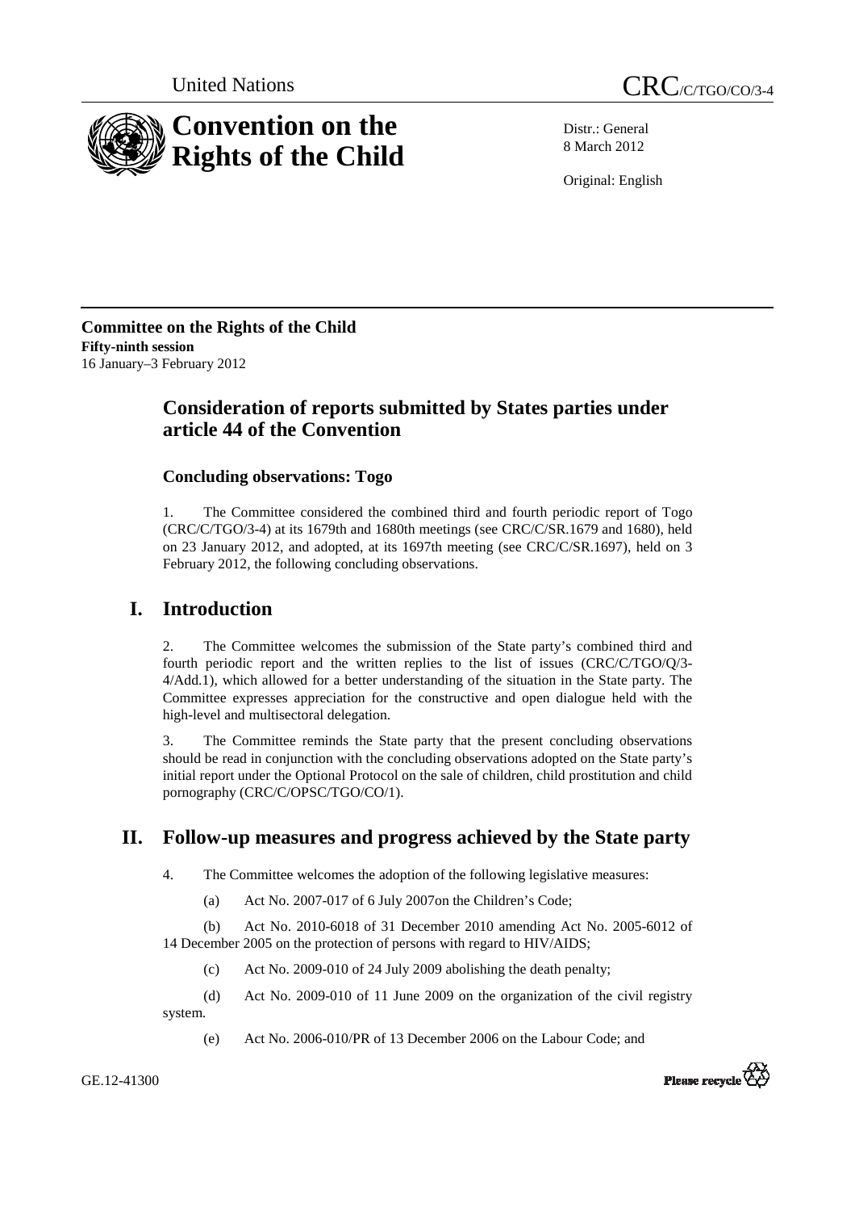United Nations

# CRC/C/TGO/CO/3-4

# Convention on the Rights of the Child

Distr.: General
8 March 2012

Original: English

**Committee on the Rights of the Child**
**Fifty-ninth session**
16 January–3 February 2012

## Consideration of reports submitted by States parties under article 44 of the Convention

### Concluding observations: Togo

1. The Committee considered the combined third and fourth periodic report of Togo (CRC/C/TGO/3-4) at its 1679th and 1680th meetings (see CRC/C/SR.1679 and 1680), held on 23 January 2012, and adopted, at its 1697th meeting (see CRC/C/SR.1697), held on 3 February 2012, the following concluding observations.

## I. Introduction

2. The Committee welcomes the submission of the State party's combined third and fourth periodic report and the written replies to the list of issues (CRC/C/TGO/Q/3-4/Add.1), which allowed for a better understanding of the situation in the State party. The Committee expresses appreciation for the constructive and open dialogue held with the high-level and multisectoral delegation.

3. The Committee reminds the State party that the present concluding observations should be read in conjunction with the concluding observations adopted on the State party's initial report under the Optional Protocol on the sale of children, child prostitution and child pornography (CRC/C/OPSC/TGO/CO/1).

## II. Follow-up measures and progress achieved by the State party

4. The Committee welcomes the adoption of the following legislative measures:

(a) Act No. 2007-017 of 6 July 2007on the Children's Code;

(b) Act No. 2010-6018 of 31 December 2010 amending Act No. 2005-6012 of 14 December 2005 on the protection of persons with regard to HIV/AIDS;

(c) Act No. 2009-010 of 24 July 2009 abolishing the death penalty;

(d) Act No. 2009-010 of 11 June 2009 on the organization of the civil registry system.

(e) Act No. 2006-010/PR of 13 December 2006 on the Labour Code; and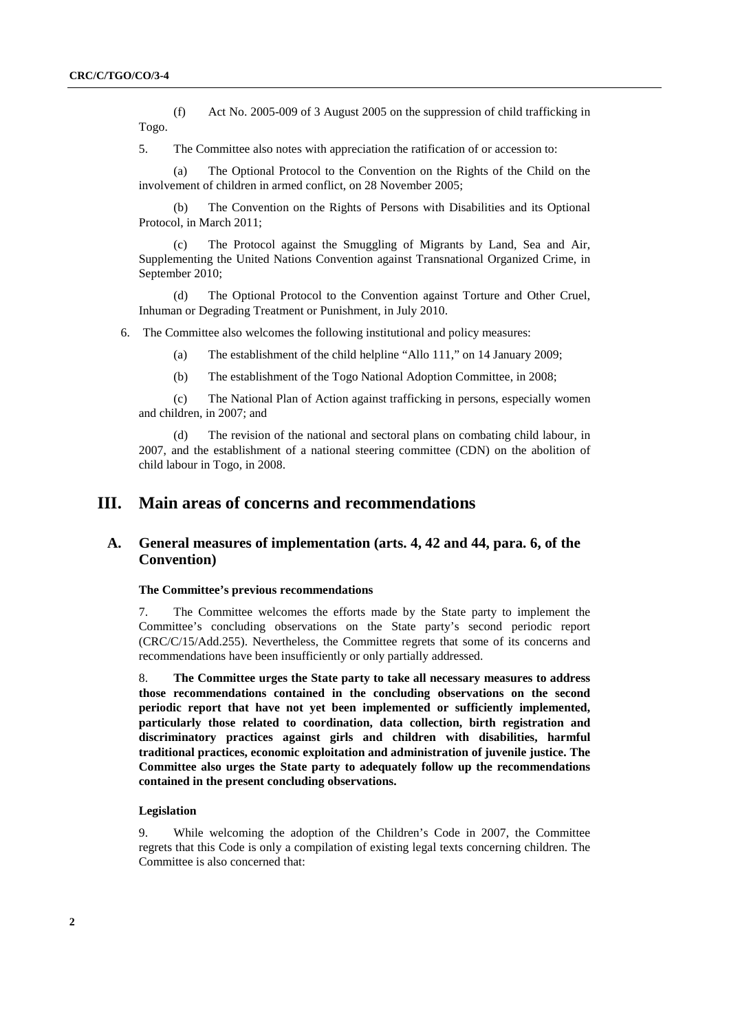(f) Act No. 2005-009 of 3 August 2005 on the suppression of child trafficking in Togo.

5. The Committee also notes with appreciation the ratification of or accession to:

(a) The Optional Protocol to the Convention on the Rights of the Child on the involvement of children in armed conflict, on 28 November 2005;

(b) The Convention on the Rights of Persons with Disabilities and its Optional Protocol, in March 2011;

(c) The Protocol against the Smuggling of Migrants by Land, Sea and Air, Supplementing the United Nations Convention against Transnational Organized Crime, in September 2010;

(d) The Optional Protocol to the Convention against Torture and Other Cruel, Inhuman or Degrading Treatment or Punishment, in July 2010.

6. The Committee also welcomes the following institutional and policy measures:

(a) The establishment of the child helpline "Allo 111," on 14 January 2009;

(b) The establishment of the Togo National Adoption Committee, in 2008;

(c) The National Plan of Action against trafficking in persons, especially women and children, in 2007; and

(d) The revision of the national and sectoral plans on combating child labour, in 2007, and the establishment of a national steering committee (CDN) on the abolition of child labour in Togo, in 2008.

# III. Main areas of concerns and recommendations

## A. General measures of implementation (arts. 4, 42 and 44, para. 6, of the Convention)

#### The Committee's previous recommendations

7. The Committee welcomes the efforts made by the State party to implement the Committee's concluding observations on the State party's second periodic report (CRC/C/15/Add.255). Nevertheless, the Committee regrets that some of its concerns and recommendations have been insufficiently or only partially addressed.

8. **The Committee urges the State party to take all necessary measures to address those recommendations contained in the concluding observations on the second periodic report that have not yet been implemented or sufficiently implemented, particularly those related to coordination, data collection, birth registration and discriminatory practices against girls and children with disabilities, harmful traditional practices, economic exploitation and administration of juvenile justice. The Committee also urges the State party to adequately follow up the recommendations contained in the present concluding observations.**

#### Legislation

9. While welcoming the adoption of the Children's Code in 2007, the Committee regrets that this Code is only a compilation of existing legal texts concerning children. The Committee is also concerned that: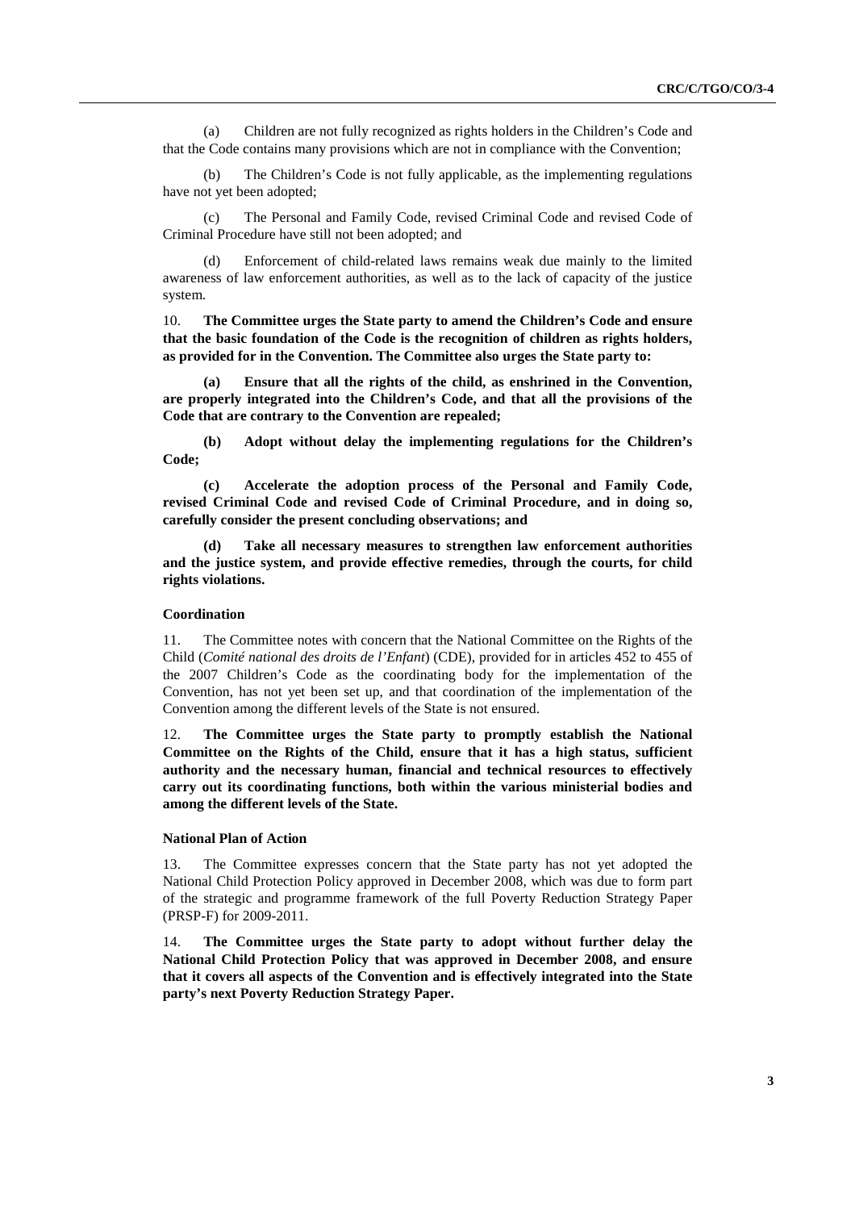(a) Children are not fully recognized as rights holders in the Children's Code and that the Code contains many provisions which are not in compliance with the Convention;

(b) The Children's Code is not fully applicable, as the implementing regulations have not yet been adopted;

(c) The Personal and Family Code, revised Criminal Code and revised Code of Criminal Procedure have still not been adopted; and

(d) Enforcement of child-related laws remains weak due mainly to the limited awareness of law enforcement authorities, as well as to the lack of capacity of the justice system.

10. **The Committee urges the State party to amend the Children's Code and ensure that the basic foundation of the Code is the recognition of children as rights holders, as provided for in the Convention. The Committee also urges the State party to:**

**(a) Ensure that all the rights of the child, as enshrined in the Convention, are properly integrated into the Children's Code, and that all the provisions of the Code that are contrary to the Convention are repealed;**

**(b) Adopt without delay the implementing regulations for the Children's Code;**

**(c) Accelerate the adoption process of the Personal and Family Code, revised Criminal Code and revised Code of Criminal Procedure, and in doing so, carefully consider the present concluding observations; and**

**(d) Take all necessary measures to strengthen law enforcement authorities and the justice system, and provide effective remedies, through the courts, for child rights violations.**

#### Coordination

11. The Committee notes with concern that the National Committee on the Rights of the Child (*Comité national des droits de l'Enfant*) (CDE), provided for in articles 452 to 455 of the 2007 Children's Code as the coordinating body for the implementation of the Convention, has not yet been set up, and that coordination of the implementation of the Convention among the different levels of the State is not ensured.

12. **The Committee urges the State party to promptly establish the National Committee on the Rights of the Child, ensure that it has a high status, sufficient authority and the necessary human, financial and technical resources to effectively carry out its coordinating functions, both within the various ministerial bodies and among the different levels of the State.**

#### National Plan of Action

13. The Committee expresses concern that the State party has not yet adopted the National Child Protection Policy approved in December 2008, which was due to form part of the strategic and programme framework of the full Poverty Reduction Strategy Paper (PRSP-F) for 2009-2011.

14. **The Committee urges the State party to adopt without further delay the National Child Protection Policy that was approved in December 2008, and ensure that it covers all aspects of the Convention and is effectively integrated into the State party's next Poverty Reduction Strategy Paper.**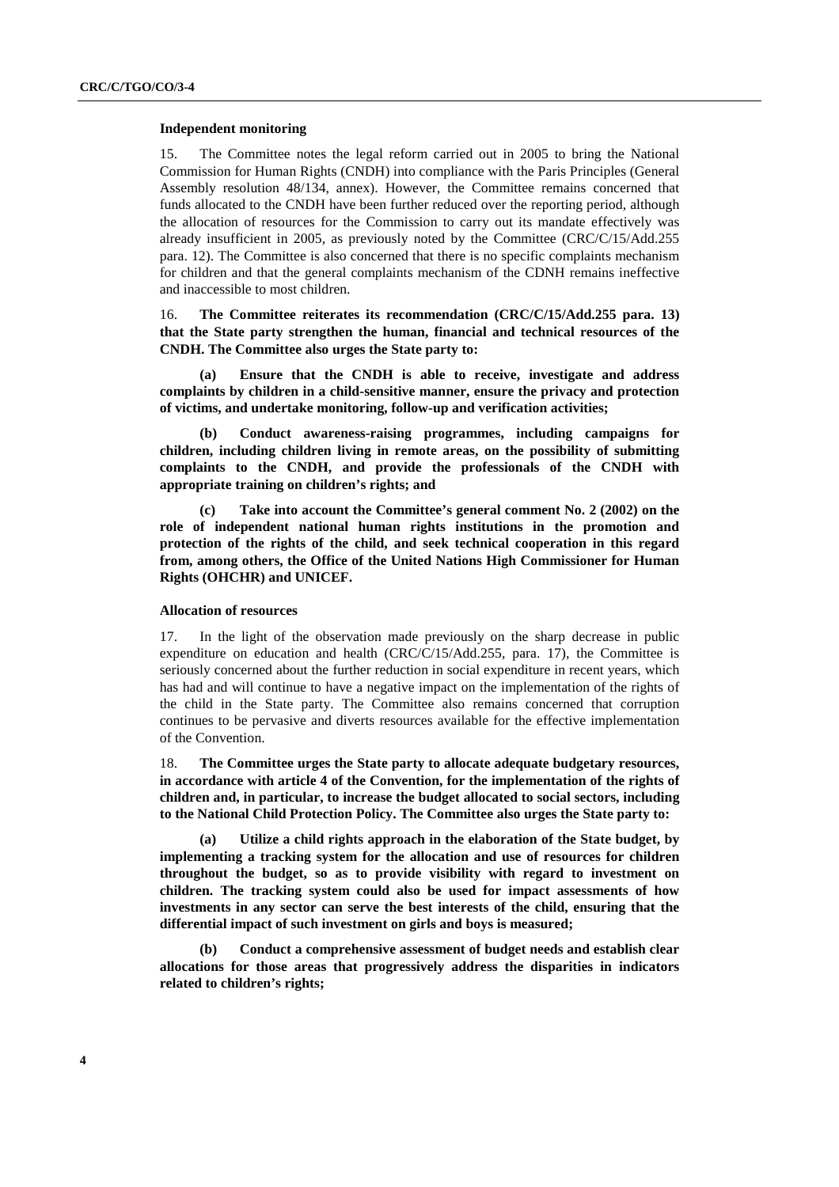### Independent monitoring

15. The Committee notes the legal reform carried out in 2005 to bring the National Commission for Human Rights (CNDH) into compliance with the Paris Principles (General Assembly resolution 48/134, annex). However, the Committee remains concerned that funds allocated to the CNDH have been further reduced over the reporting period, although the allocation of resources for the Commission to carry out its mandate effectively was already insufficient in 2005, as previously noted by the Committee (CRC/C/15/Add.255 para. 12). The Committee is also concerned that there is no specific complaints mechanism for children and that the general complaints mechanism of the CDNH remains ineffective and inaccessible to most children.

16. **The Committee reiterates its recommendation (CRC/C/15/Add.255 para. 13) that the State party strengthen the human, financial and technical resources of the CNDH. The Committee also urges the State party to:**

**(a) Ensure that the CNDH is able to receive, investigate and address complaints by children in a child-sensitive manner, ensure the privacy and protection of victims, and undertake monitoring, follow-up and verification activities;**

**(b) Conduct awareness-raising programmes, including campaigns for children, including children living in remote areas, on the possibility of submitting complaints to the CNDH, and provide the professionals of the CNDH with appropriate training on children's rights; and**

**(c) Take into account the Committee's general comment No. 2 (2002) on the role of independent national human rights institutions in the promotion and protection of the rights of the child, and seek technical cooperation in this regard from, among others, the Office of the United Nations High Commissioner for Human Rights (OHCHR) and UNICEF.**

### Allocation of resources

17. In the light of the observation made previously on the sharp decrease in public expenditure on education and health (CRC/C/15/Add.255, para. 17), the Committee is seriously concerned about the further reduction in social expenditure in recent years, which has had and will continue to have a negative impact on the implementation of the rights of the child in the State party. The Committee also remains concerned that corruption continues to be pervasive and diverts resources available for the effective implementation of the Convention.

18. **The Committee urges the State party to allocate adequate budgetary resources, in accordance with article 4 of the Convention, for the implementation of the rights of children and, in particular, to increase the budget allocated to social sectors, including to the National Child Protection Policy. The Committee also urges the State party to:**

**(a) Utilize a child rights approach in the elaboration of the State budget, by implementing a tracking system for the allocation and use of resources for children throughout the budget, so as to provide visibility with regard to investment on children. The tracking system could also be used for impact assessments of how investments in any sector can serve the best interests of the child, ensuring that the differential impact of such investment on girls and boys is measured;**

**(b) Conduct a comprehensive assessment of budget needs and establish clear allocations for those areas that progressively address the disparities in indicators related to children's rights;**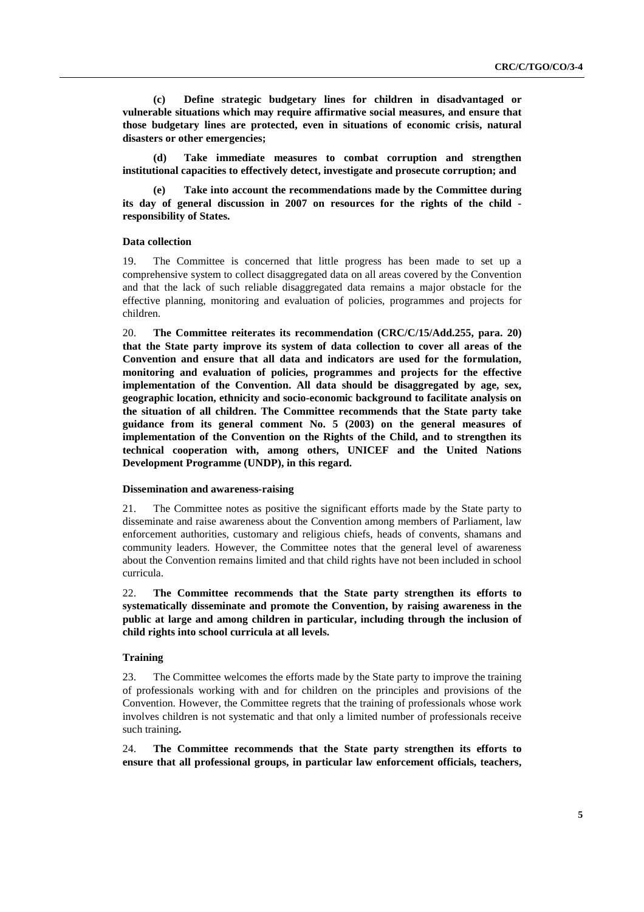**(c) Define strategic budgetary lines for children in disadvantaged or vulnerable situations which may require affirmative social measures, and ensure that those budgetary lines are protected, even in situations of economic crisis, natural disasters or other emergencies;**

**(d) Take immediate measures to combat corruption and strengthen institutional capacities to effectively detect, investigate and prosecute corruption; and**

**(e) Take into account the recommendations made by the Committee during its day of general discussion in 2007 on resources for the rights of the child - responsibility of States.**

#### Data collection

19. The Committee is concerned that little progress has been made to set up a comprehensive system to collect disaggregated data on all areas covered by the Convention and that the lack of such reliable disaggregated data remains a major obstacle for the effective planning, monitoring and evaluation of policies, programmes and projects for children.

20. **The Committee reiterates its recommendation (CRC/C/15/Add.255, para. 20) that the State party improve its system of data collection to cover all areas of the Convention and ensure that all data and indicators are used for the formulation, monitoring and evaluation of policies, programmes and projects for the effective implementation of the Convention. All data should be disaggregated by age, sex, geographic location, ethnicity and socio-economic background to facilitate analysis on the situation of all children. The Committee recommends that the State party take guidance from its general comment No. 5 (2003) on the general measures of implementation of the Convention on the Rights of the Child, and to strengthen its technical cooperation with, among others, UNICEF and the United Nations Development Programme (UNDP), in this regard.**

#### Dissemination and awareness-raising

21. The Committee notes as positive the significant efforts made by the State party to disseminate and raise awareness about the Convention among members of Parliament, law enforcement authorities, customary and religious chiefs, heads of convents, shamans and community leaders. However, the Committee notes that the general level of awareness about the Convention remains limited and that child rights have not been included in school curricula.

22. **The Committee recommends that the State party strengthen its efforts to systematically disseminate and promote the Convention, by raising awareness in the public at large and among children in particular, including through the inclusion of child rights into school curricula at all levels.**

#### Training

23. The Committee welcomes the efforts made by the State party to improve the training of professionals working with and for children on the principles and provisions of the Convention. However, the Committee regrets that the training of professionals whose work involves children is not systematic and that only a limited number of professionals receive such training**.**

24. **The Committee recommends that the State party strengthen its efforts to ensure that all professional groups, in particular law enforcement officials, teachers,**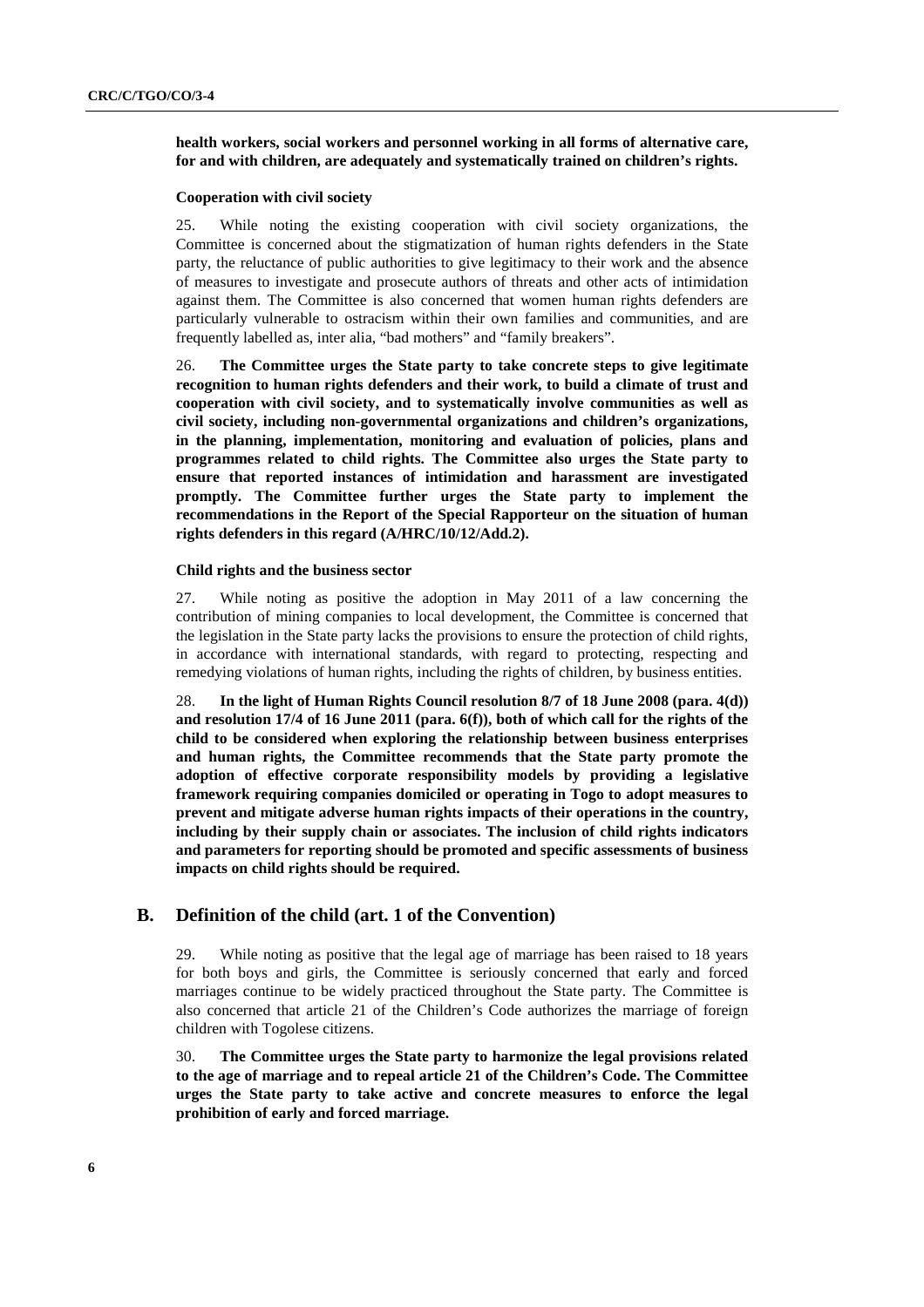**health workers, social workers and personnel working in all forms of alternative care, for and with children, are adequately and systematically trained on children's rights.**

#### Cooperation with civil society

25. While noting the existing cooperation with civil society organizations, the Committee is concerned about the stigmatization of human rights defenders in the State party, the reluctance of public authorities to give legitimacy to their work and the absence of measures to investigate and prosecute authors of threats and other acts of intimidation against them. The Committee is also concerned that women human rights defenders are particularly vulnerable to ostracism within their own families and communities, and are frequently labelled as, inter alia, "bad mothers" and "family breakers".

26. **The Committee urges the State party to take concrete steps to give legitimate recognition to human rights defenders and their work, to build a climate of trust and cooperation with civil society, and to systematically involve communities as well as civil society, including non-governmental organizations and children's organizations, in the planning, implementation, monitoring and evaluation of policies, plans and programmes related to child rights. The Committee also urges the State party to ensure that reported instances of intimidation and harassment are investigated promptly. The Committee further urges the State party to implement the recommendations in the Report of the Special Rapporteur on the situation of human rights defenders in this regard (A/HRC/10/12/Add.2).**

#### Child rights and the business sector

27. While noting as positive the adoption in May 2011 of a law concerning the contribution of mining companies to local development, the Committee is concerned that the legislation in the State party lacks the provisions to ensure the protection of child rights, in accordance with international standards, with regard to protecting, respecting and remedying violations of human rights, including the rights of children, by business entities.

28. **In the light of Human Rights Council resolution 8/7 of 18 June 2008 (para. 4(d)) and resolution 17/4 of 16 June 2011 (para. 6(f)), both of which call for the rights of the child to be considered when exploring the relationship between business enterprises and human rights, the Committee recommends that the State party promote the adoption of effective corporate responsibility models by providing a legislative framework requiring companies domiciled or operating in Togo to adopt measures to prevent and mitigate adverse human rights impacts of their operations in the country, including by their supply chain or associates. The inclusion of child rights indicators and parameters for reporting should be promoted and specific assessments of business impacts on child rights should be required.**

## B. Definition of the child (art. 1 of the Convention)

29. While noting as positive that the legal age of marriage has been raised to 18 years for both boys and girls, the Committee is seriously concerned that early and forced marriages continue to be widely practiced throughout the State party. The Committee is also concerned that article 21 of the Children's Code authorizes the marriage of foreign children with Togolese citizens.

30. **The Committee urges the State party to harmonize the legal provisions related to the age of marriage and to repeal article 21 of the Children's Code. The Committee urges the State party to take active and concrete measures to enforce the legal prohibition of early and forced marriage.**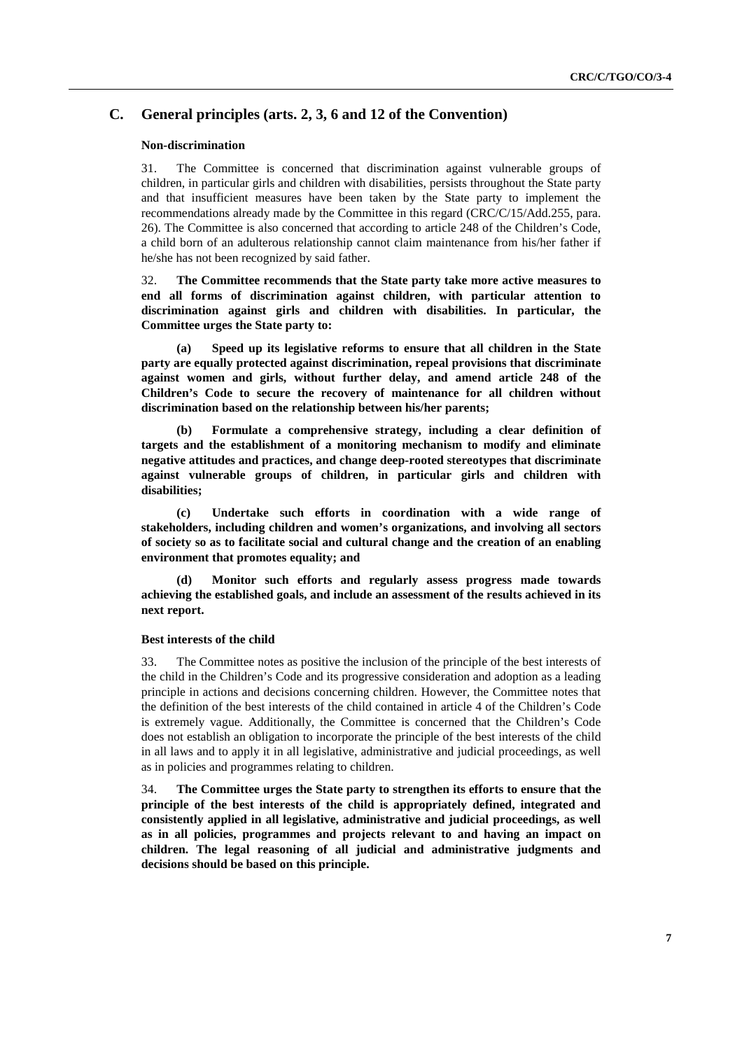## C. General principles (arts. 2, 3, 6 and 12 of the Convention)

### Non-discrimination

31. The Committee is concerned that discrimination against vulnerable groups of children, in particular girls and children with disabilities, persists throughout the State party and that insufficient measures have been taken by the State party to implement the recommendations already made by the Committee in this regard (CRC/C/15/Add.255, para. 26). The Committee is also concerned that according to article 248 of the Children's Code, a child born of an adulterous relationship cannot claim maintenance from his/her father if he/she has not been recognized by said father.

32. **The Committee recommends that the State party take more active measures to end all forms of discrimination against children, with particular attention to discrimination against girls and children with disabilities. In particular, the Committee urges the State party to:**

**(a) Speed up its legislative reforms to ensure that all children in the State party are equally protected against discrimination, repeal provisions that discriminate against women and girls, without further delay, and amend article 248 of the Children's Code to secure the recovery of maintenance for all children without discrimination based on the relationship between his/her parents;**

**(b) Formulate a comprehensive strategy, including a clear definition of targets and the establishment of a monitoring mechanism to modify and eliminate negative attitudes and practices, and change deep-rooted stereotypes that discriminate against vulnerable groups of children, in particular girls and children with disabilities;**

**(c) Undertake such efforts in coordination with a wide range of stakeholders, including children and women's organizations, and involving all sectors of society so as to facilitate social and cultural change and the creation of an enabling environment that promotes equality; and**

**(d) Monitor such efforts and regularly assess progress made towards achieving the established goals, and include an assessment of the results achieved in its next report.**

### Best interests of the child

33. The Committee notes as positive the inclusion of the principle of the best interests of the child in the Children's Code and its progressive consideration and adoption as a leading principle in actions and decisions concerning children. However, the Committee notes that the definition of the best interests of the child contained in article 4 of the Children's Code is extremely vague. Additionally, the Committee is concerned that the Children's Code does not establish an obligation to incorporate the principle of the best interests of the child in all laws and to apply it in all legislative, administrative and judicial proceedings, as well as in policies and programmes relating to children.

34. **The Committee urges the State party to strengthen its efforts to ensure that the principle of the best interests of the child is appropriately defined, integrated and consistently applied in all legislative, administrative and judicial proceedings, as well as in all policies, programmes and projects relevant to and having an impact on children. The legal reasoning of all judicial and administrative judgments and decisions should be based on this principle.**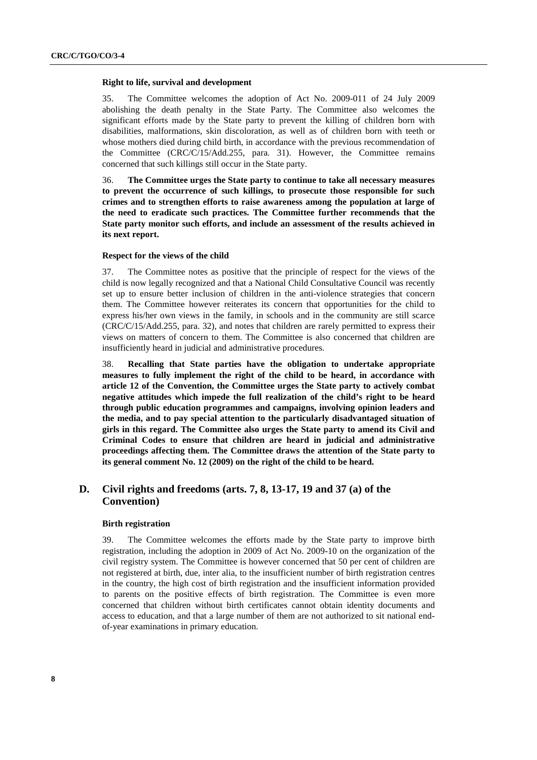#### Right to life, survival and development

35. The Committee welcomes the adoption of Act No. 2009-011 of 24 July 2009 abolishing the death penalty in the State Party. The Committee also welcomes the significant efforts made by the State party to prevent the killing of children born with disabilities, malformations, skin discoloration, as well as of children born with teeth or whose mothers died during child birth, in accordance with the previous recommendation of the Committee (CRC/C/15/Add.255, para. 31). However, the Committee remains concerned that such killings still occur in the State party.

36. **The Committee urges the State party to continue to take all necessary measures to prevent the occurrence of such killings, to prosecute those responsible for such crimes and to strengthen efforts to raise awareness among the population at large of the need to eradicate such practices. The Committee further recommends that the State party monitor such efforts, and include an assessment of the results achieved in its next report.**

#### Respect for the views of the child

37. The Committee notes as positive that the principle of respect for the views of the child is now legally recognized and that a National Child Consultative Council was recently set up to ensure better inclusion of children in the anti-violence strategies that concern them. The Committee however reiterates its concern that opportunities for the child to express his/her own views in the family, in schools and in the community are still scarce (CRC/C/15/Add.255, para. 32), and notes that children are rarely permitted to express their views on matters of concern to them. The Committee is also concerned that children are insufficiently heard in judicial and administrative procedures.

38. **Recalling that State parties have the obligation to undertake appropriate measures to fully implement the right of the child to be heard, in accordance with article 12 of the Convention, the Committee urges the State party to actively combat negative attitudes which impede the full realization of the child's right to be heard through public education programmes and campaigns, involving opinion leaders and the media, and to pay special attention to the particularly disadvantaged situation of girls in this regard. The Committee also urges the State party to amend its Civil and Criminal Codes to ensure that children are heard in judicial and administrative proceedings affecting them. The Committee draws the attention of the State party to its general comment No. 12 (2009) on the right of the child to be heard.**

## D. Civil rights and freedoms (arts. 7, 8, 13-17, 19 and 37 (a) of the Convention)

#### Birth registration

39. The Committee welcomes the efforts made by the State party to improve birth registration, including the adoption in 2009 of Act No. 2009-10 on the organization of the civil registry system. The Committee is however concerned that 50 per cent of children are not registered at birth, due, inter alia, to the insufficient number of birth registration centres in the country, the high cost of birth registration and the insufficient information provided to parents on the positive effects of birth registration. The Committee is even more concerned that children without birth certificates cannot obtain identity documents and access to education, and that a large number of them are not authorized to sit national end-of-year examinations in primary education.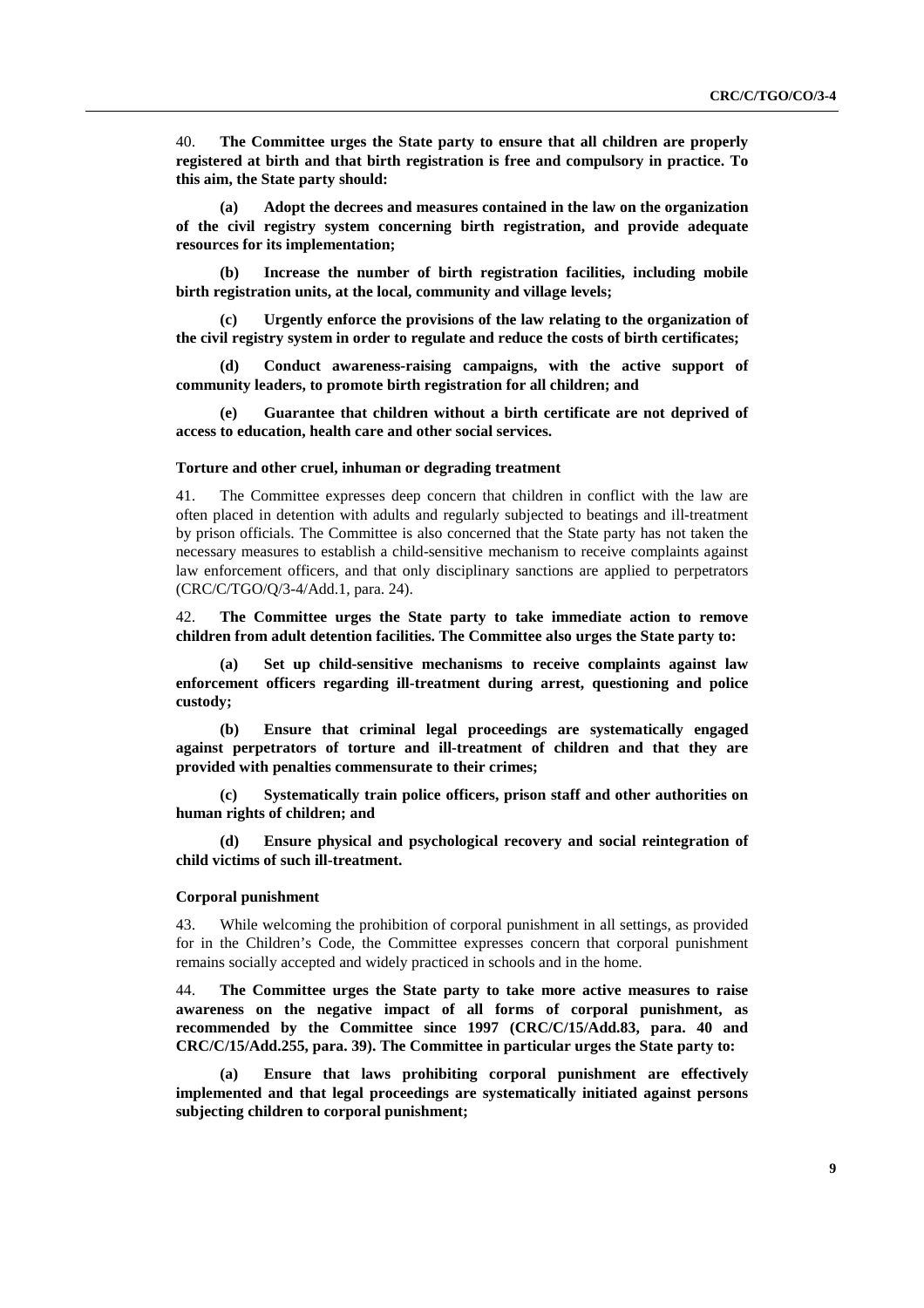40. **The Committee urges the State party to ensure that all children are properly registered at birth and that birth registration is free and compulsory in practice. To this aim, the State party should:**

**(a) Adopt the decrees and measures contained in the law on the organization of the civil registry system concerning birth registration, and provide adequate resources for its implementation;**

**(b) Increase the number of birth registration facilities, including mobile birth registration units, at the local, community and village levels;**

**(c) Urgently enforce the provisions of the law relating to the organization of the civil registry system in order to regulate and reduce the costs of birth certificates;**

**(d) Conduct awareness-raising campaigns, with the active support of community leaders, to promote birth registration for all children; and**

**(e) Guarantee that children without a birth certificate are not deprived of access to education, health care and other social services.**

### Torture and other cruel, inhuman or degrading treatment

41. The Committee expresses deep concern that children in conflict with the law are often placed in detention with adults and regularly subjected to beatings and ill-treatment by prison officials. The Committee is also concerned that the State party has not taken the necessary measures to establish a child-sensitive mechanism to receive complaints against law enforcement officers, and that only disciplinary sanctions are applied to perpetrators (CRC/C/TGO/Q/3-4/Add.1, para. 24).

42. **The Committee urges the State party to take immediate action to remove children from adult detention facilities. The Committee also urges the State party to:**

**(a) Set up child-sensitive mechanisms to receive complaints against law enforcement officers regarding ill-treatment during arrest, questioning and police custody;**

**(b) Ensure that criminal legal proceedings are systematically engaged against perpetrators of torture and ill-treatment of children and that they are provided with penalties commensurate to their crimes;**

**(c) Systematically train police officers, prison staff and other authorities on human rights of children; and**

**(d) Ensure physical and psychological recovery and social reintegration of child victims of such ill-treatment.**

### Corporal punishment

43. While welcoming the prohibition of corporal punishment in all settings, as provided for in the Children's Code, the Committee expresses concern that corporal punishment remains socially accepted and widely practiced in schools and in the home.

44. **The Committee urges the State party to take more active measures to raise awareness on the negative impact of all forms of corporal punishment, as recommended by the Committee since 1997 (CRC/C/15/Add.83, para. 40 and CRC/C/15/Add.255, para. 39). The Committee in particular urges the State party to:**

**(a) Ensure that laws prohibiting corporal punishment are effectively implemented and that legal proceedings are systematically initiated against persons subjecting children to corporal punishment;**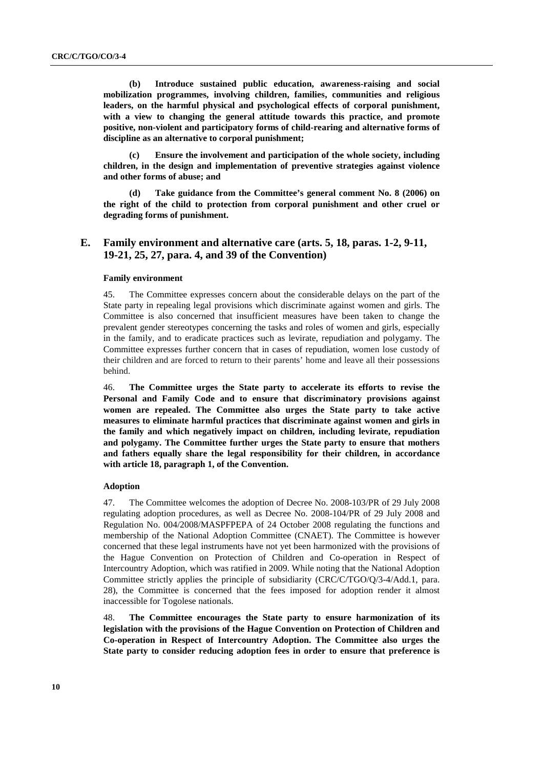**(b) Introduce sustained public education, awareness-raising and social mobilization programmes, involving children, families, communities and religious leaders, on the harmful physical and psychological effects of corporal punishment, with a view to changing the general attitude towards this practice, and promote positive, non-violent and participatory forms of child-rearing and alternative forms of discipline as an alternative to corporal punishment;**

**(c) Ensure the involvement and participation of the whole society, including children, in the design and implementation of preventive strategies against violence and other forms of abuse; and**

**(d) Take guidance from the Committee's general comment No. 8 (2006) on the right of the child to protection from corporal punishment and other cruel or degrading forms of punishment.**

## E. Family environment and alternative care (arts. 5, 18, paras. 1-2, 9-11, 19-21, 25, 27, para. 4, and 39 of the Convention)

#### Family environment

45. The Committee expresses concern about the considerable delays on the part of the State party in repealing legal provisions which discriminate against women and girls. The Committee is also concerned that insufficient measures have been taken to change the prevalent gender stereotypes concerning the tasks and roles of women and girls, especially in the family, and to eradicate practices such as levirate, repudiation and polygamy. The Committee expresses further concern that in cases of repudiation, women lose custody of their children and are forced to return to their parents' home and leave all their possessions behind.

46. **The Committee urges the State party to accelerate its efforts to revise the Personal and Family Code and to ensure that discriminatory provisions against women are repealed. The Committee also urges the State party to take active measures to eliminate harmful practices that discriminate against women and girls in the family and which negatively impact on children, including levirate, repudiation and polygamy. The Committee further urges the State party to ensure that mothers and fathers equally share the legal responsibility for their children, in accordance with article 18, paragraph 1, of the Convention.**

#### Adoption

47. The Committee welcomes the adoption of Decree No. 2008-103/PR of 29 July 2008 regulating adoption procedures, as well as Decree No. 2008-104/PR of 29 July 2008 and Regulation No. 004/2008/MASPFPEPA of 24 October 2008 regulating the functions and membership of the National Adoption Committee (CNAET). The Committee is however concerned that these legal instruments have not yet been harmonized with the provisions of the Hague Convention on Protection of Children and Co-operation in Respect of Intercountry Adoption, which was ratified in 2009. While noting that the National Adoption Committee strictly applies the principle of subsidiarity (CRC/C/TGO/Q/3-4/Add.1, para. 28), the Committee is concerned that the fees imposed for adoption render it almost inaccessible for Togolese nationals.

48. **The Committee encourages the State party to ensure harmonization of its legislation with the provisions of the Hague Convention on Protection of Children and Co-operation in Respect of Intercountry Adoption. The Committee also urges the State party to consider reducing adoption fees in order to ensure that preference is**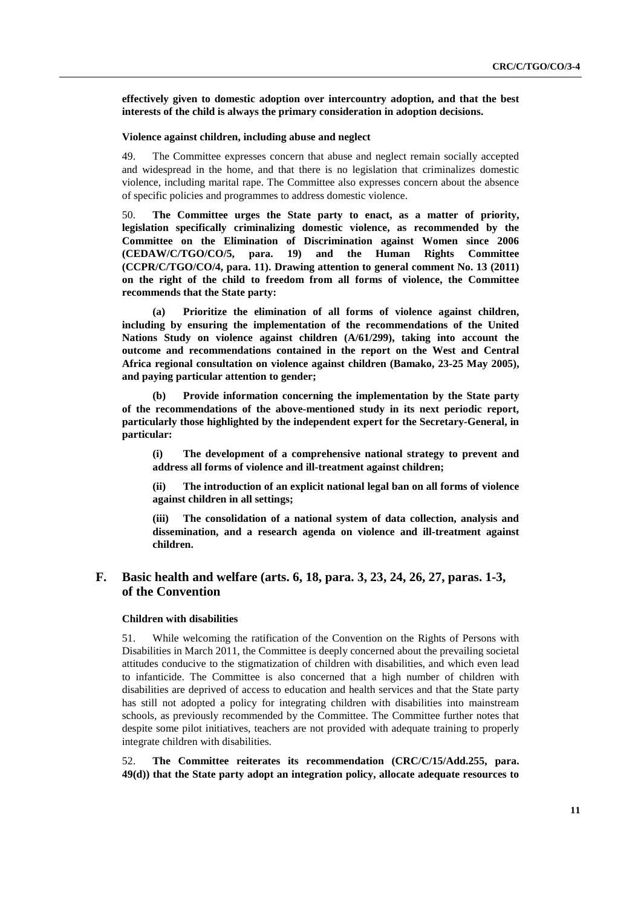**effectively given to domestic adoption over intercountry adoption, and that the best interests of the child is always the primary consideration in adoption decisions.**

#### Violence against children, including abuse and neglect

49. The Committee expresses concern that abuse and neglect remain socially accepted and widespread in the home, and that there is no legislation that criminalizes domestic violence, including marital rape. The Committee also expresses concern about the absence of specific policies and programmes to address domestic violence.

50. **The Committee urges the State party to enact, as a matter of priority, legislation specifically criminalizing domestic violence, as recommended by the Committee on the Elimination of Discrimination against Women since 2006 (CEDAW/C/TGO/CO/5, para. 19) and the Human Rights Committee (CCPR/C/TGO/CO/4, para. 11). Drawing attention to general comment No. 13 (2011) on the right of the child to freedom from all forms of violence, the Committee recommends that the State party:**

**(a) Prioritize the elimination of all forms of violence against children, including by ensuring the implementation of the recommendations of the United Nations Study on violence against children (A/61/299), taking into account the outcome and recommendations contained in the report on the West and Central Africa regional consultation on violence against children (Bamako, 23-25 May 2005), and paying particular attention to gender;**

**(b) Provide information concerning the implementation by the State party of the recommendations of the above-mentioned study in its next periodic report, particularly those highlighted by the independent expert for the Secretary-General, in particular:**

**(i) The development of a comprehensive national strategy to prevent and address all forms of violence and ill-treatment against children;**

**(ii) The introduction of an explicit national legal ban on all forms of violence against children in all settings;**

**(iii) The consolidation of a national system of data collection, analysis and dissemination, and a research agenda on violence and ill-treatment against children.**

## F. Basic health and welfare (arts. 6, 18, para. 3, 23, 24, 26, 27, paras. 1-3, of the Convention

#### Children with disabilities

51. While welcoming the ratification of the Convention on the Rights of Persons with Disabilities in March 2011, the Committee is deeply concerned about the prevailing societal attitudes conducive to the stigmatization of children with disabilities, and which even lead to infanticide. The Committee is also concerned that a high number of children with disabilities are deprived of access to education and health services and that the State party has still not adopted a policy for integrating children with disabilities into mainstream schools, as previously recommended by the Committee. The Committee further notes that despite some pilot initiatives, teachers are not provided with adequate training to properly integrate children with disabilities.

52. **The Committee reiterates its recommendation (CRC/C/15/Add.255, para. 49(d)) that the State party adopt an integration policy, allocate adequate resources to**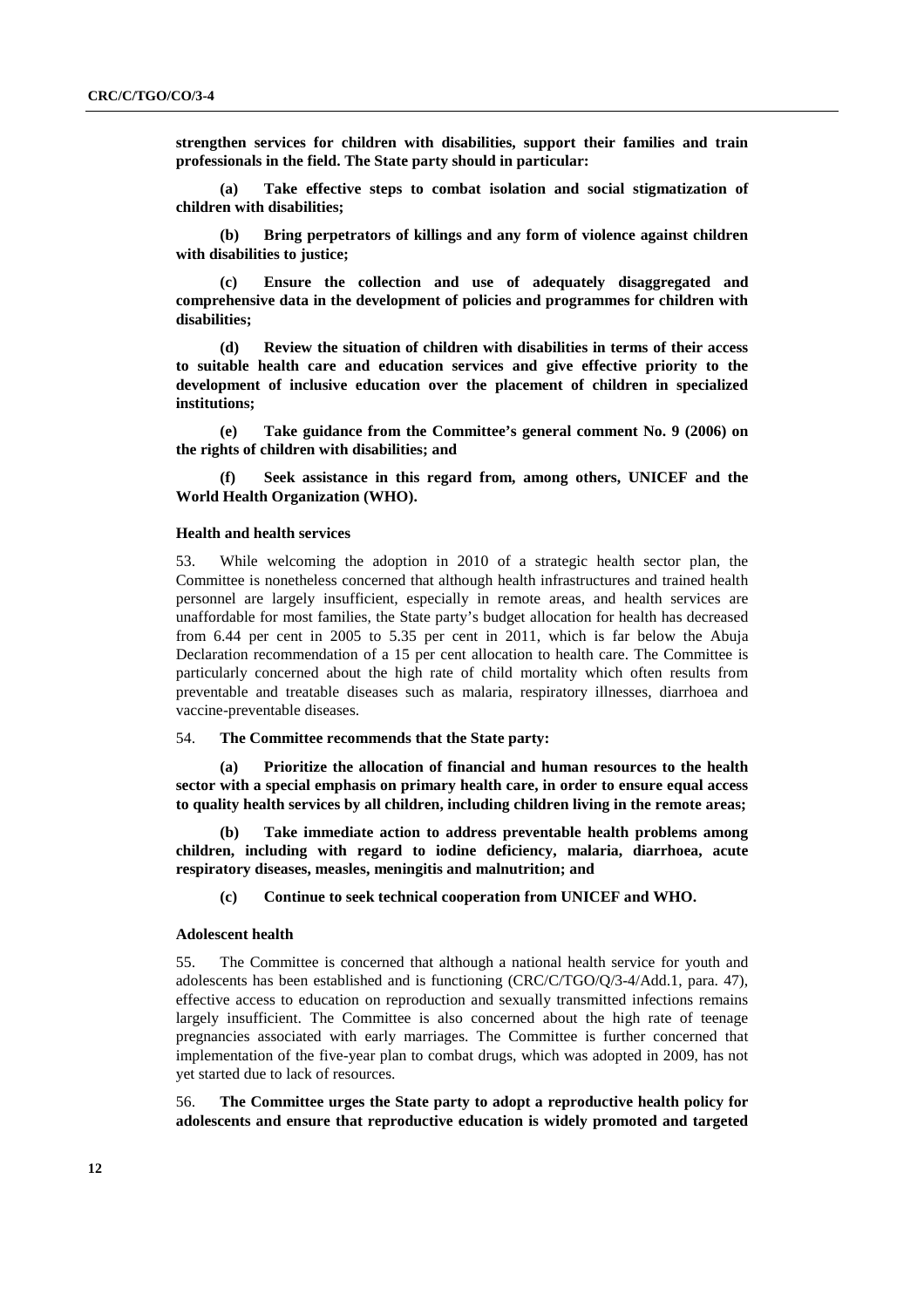**strengthen services for children with disabilities, support their families and train professionals in the field. The State party should in particular:**

**(a) Take effective steps to combat isolation and social stigmatization of children with disabilities;**

**(b) Bring perpetrators of killings and any form of violence against children with disabilities to justice;**

**(c) Ensure the collection and use of adequately disaggregated and comprehensive data in the development of policies and programmes for children with disabilities;**

**(d) Review the situation of children with disabilities in terms of their access to suitable health care and education services and give effective priority to the development of inclusive education over the placement of children in specialized institutions;**

**(e) Take guidance from the Committee's general comment No. 9 (2006) on the rights of children with disabilities; and**

**(f) Seek assistance in this regard from, among others, UNICEF and the World Health Organization (WHO).**

### Health and health services

53. While welcoming the adoption in 2010 of a strategic health sector plan, the Committee is nonetheless concerned that although health infrastructures and trained health personnel are largely insufficient, especially in remote areas, and health services are unaffordable for most families, the State party's budget allocation for health has decreased from 6.44 per cent in 2005 to 5.35 per cent in 2011, which is far below the Abuja Declaration recommendation of a 15 per cent allocation to health care. The Committee is particularly concerned about the high rate of child mortality which often results from preventable and treatable diseases such as malaria, respiratory illnesses, diarrhoea and vaccine-preventable diseases.

54. **The Committee recommends that the State party:**

**(a) Prioritize the allocation of financial and human resources to the health sector with a special emphasis on primary health care, in order to ensure equal access to quality health services by all children, including children living in the remote areas;**

**(b) Take immediate action to address preventable health problems among children, including with regard to iodine deficiency, malaria, diarrhoea, acute respiratory diseases, measles, meningitis and malnutrition; and**

**(c) Continue to seek technical cooperation from UNICEF and WHO.**

### Adolescent health

55. The Committee is concerned that although a national health service for youth and adolescents has been established and is functioning (CRC/C/TGO/Q/3-4/Add.1, para. 47), effective access to education on reproduction and sexually transmitted infections remains largely insufficient. The Committee is also concerned about the high rate of teenage pregnancies associated with early marriages. The Committee is further concerned that implementation of the five-year plan to combat drugs, which was adopted in 2009, has not yet started due to lack of resources.

56. **The Committee urges the State party to adopt a reproductive health policy for adolescents and ensure that reproductive education is widely promoted and targeted**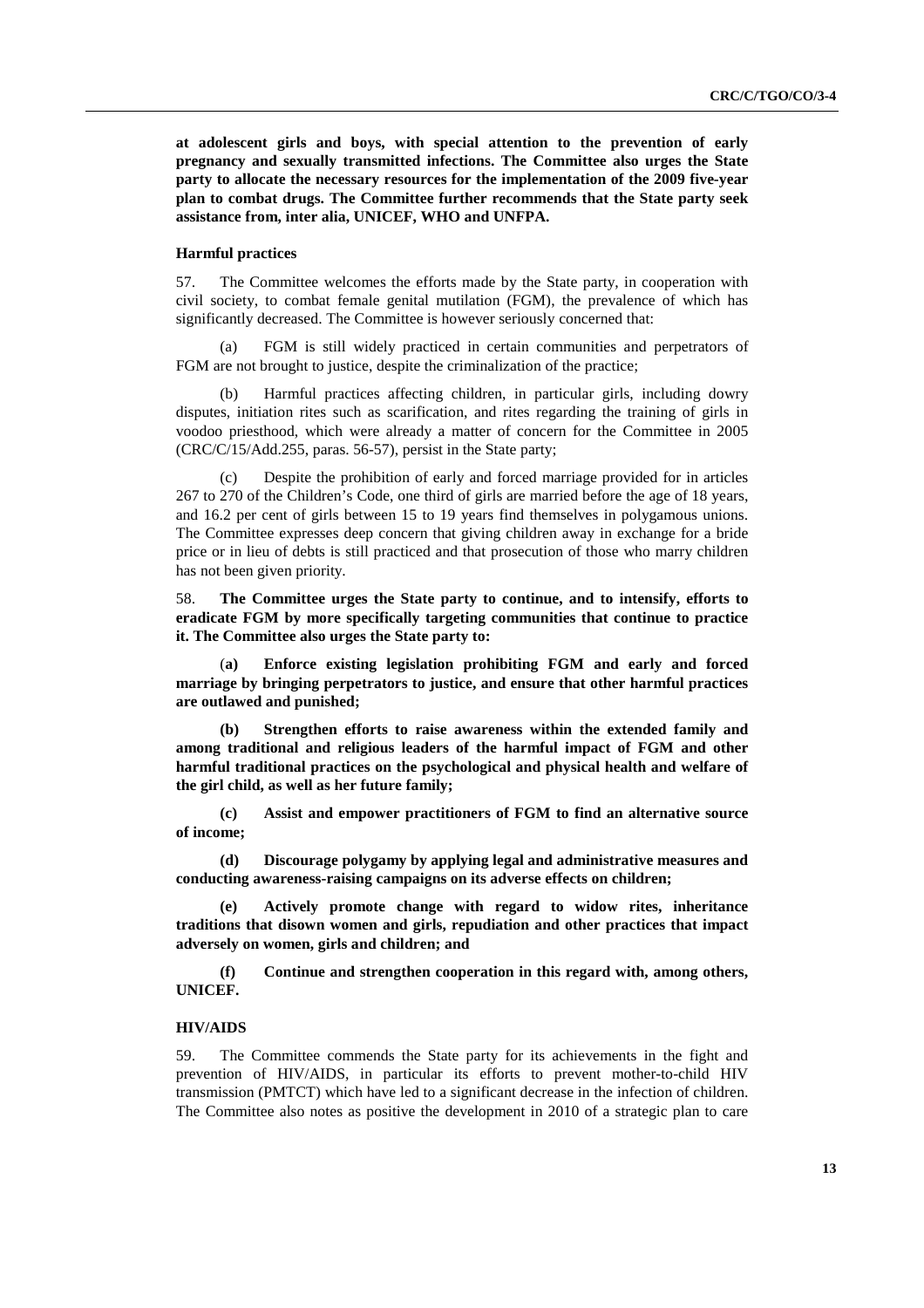**at adolescent girls and boys, with special attention to the prevention of early pregnancy and sexually transmitted infections. The Committee also urges the State party to allocate the necessary resources for the implementation of the 2009 five-year plan to combat drugs. The Committee further recommends that the State party seek assistance from, inter alia, UNICEF, WHO and UNFPA.**

#### Harmful practices

57. The Committee welcomes the efforts made by the State party, in cooperation with civil society, to combat female genital mutilation (FGM), the prevalence of which has significantly decreased. The Committee is however seriously concerned that:

(a) FGM is still widely practiced in certain communities and perpetrators of FGM are not brought to justice, despite the criminalization of the practice;

(b) Harmful practices affecting children, in particular girls, including dowry disputes, initiation rites such as scarification, and rites regarding the training of girls in voodoo priesthood, which were already a matter of concern for the Committee in 2005 (CRC/C/15/Add.255, paras. 56-57), persist in the State party;

(c) Despite the prohibition of early and forced marriage provided for in articles 267 to 270 of the Children's Code, one third of girls are married before the age of 18 years, and 16.2 per cent of girls between 15 to 19 years find themselves in polygamous unions. The Committee expresses deep concern that giving children away in exchange for a bride price or in lieu of debts is still practiced and that prosecution of those who marry children has not been given priority.

58. **The Committee urges the State party to continue, and to intensify, efforts to eradicate FGM by more specifically targeting communities that continue to practice it. The Committee also urges the State party to:**

**(a) Enforce existing legislation prohibiting FGM and early and forced marriage by bringing perpetrators to justice, and ensure that other harmful practices are outlawed and punished;**

**(b) Strengthen efforts to raise awareness within the extended family and among traditional and religious leaders of the harmful impact of FGM and other harmful traditional practices on the psychological and physical health and welfare of the girl child, as well as her future family;**

**(c) Assist and empower practitioners of FGM to find an alternative source of income;**

**(d) Discourage polygamy by applying legal and administrative measures and conducting awareness-raising campaigns on its adverse effects on children;**

**(e) Actively promote change with regard to widow rites, inheritance traditions that disown women and girls, repudiation and other practices that impact adversely on women, girls and children; and**

**(f) Continue and strengthen cooperation in this regard with, among others, UNICEF.**

#### HIV/AIDS

59. The Committee commends the State party for its achievements in the fight and prevention of HIV/AIDS, in particular its efforts to prevent mother-to-child HIV transmission (PMTCT) which have led to a significant decrease in the infection of children. The Committee also notes as positive the development in 2010 of a strategic plan to care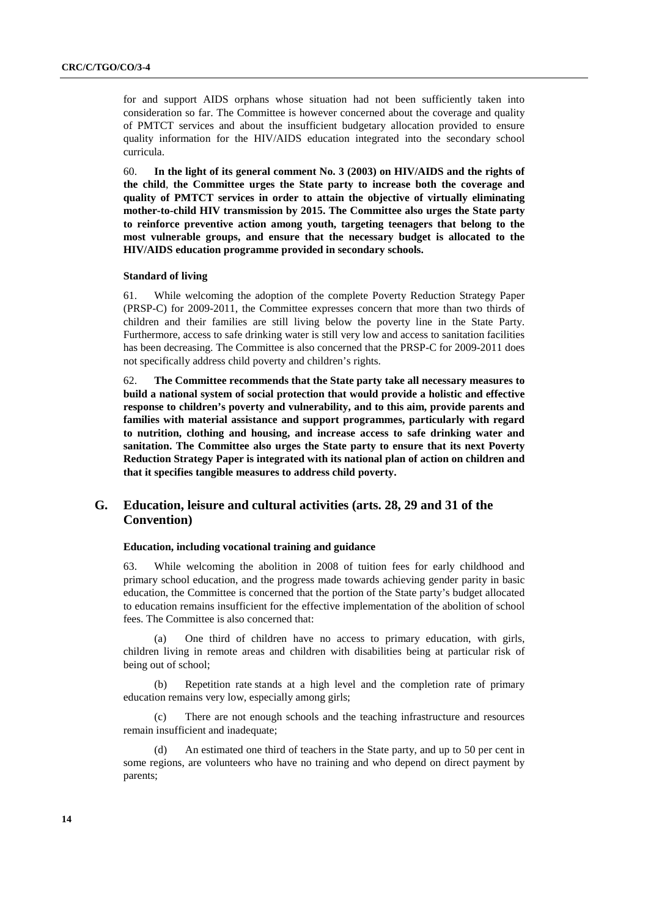for and support AIDS orphans whose situation had not been sufficiently taken into consideration so far. The Committee is however concerned about the coverage and quality of PMTCT services and about the insufficient budgetary allocation provided to ensure quality information for the HIV/AIDS education integrated into the secondary school curricula.

60. **In the light of its general comment No. 3 (2003) on HIV/AIDS and the rights of the child**, **the Committee urges the State party to increase both the coverage and quality of PMTCT services in order to attain the objective of virtually eliminating mother-to-child HIV transmission by 2015. The Committee also urges the State party to reinforce preventive action among youth, targeting teenagers that belong to the most vulnerable groups, and ensure that the necessary budget is allocated to the HIV/AIDS education programme provided in secondary schools.**

#### Standard of living

61. While welcoming the adoption of the complete Poverty Reduction Strategy Paper (PRSP-C) for 2009-2011, the Committee expresses concern that more than two thirds of children and their families are still living below the poverty line in the State Party. Furthermore, access to safe drinking water is still very low and access to sanitation facilities has been decreasing. The Committee is also concerned that the PRSP-C for 2009-2011 does not specifically address child poverty and children's rights.

62. **The Committee recommends that the State party take all necessary measures to build a national system of social protection that would provide a holistic and effective response to children's poverty and vulnerability, and to this aim, provide parents and families with material assistance and support programmes, particularly with regard to nutrition, clothing and housing, and increase access to safe drinking water and sanitation. The Committee also urges the State party to ensure that its next Poverty Reduction Strategy Paper is integrated with its national plan of action on children and that it specifies tangible measures to address child poverty.**

## G. Education, leisure and cultural activities (arts. 28, 29 and 31 of the Convention)

#### Education, including vocational training and guidance

63. While welcoming the abolition in 2008 of tuition fees for early childhood and primary school education, and the progress made towards achieving gender parity in basic education, the Committee is concerned that the portion of the State party's budget allocated to education remains insufficient for the effective implementation of the abolition of school fees. The Committee is also concerned that:

(a) One third of children have no access to primary education, with girls, children living in remote areas and children with disabilities being at particular risk of being out of school;

(b) Repetition rate stands at a high level and the completion rate of primary education remains very low, especially among girls;

(c) There are not enough schools and the teaching infrastructure and resources remain insufficient and inadequate;

(d) An estimated one third of teachers in the State party, and up to 50 per cent in some regions, are volunteers who have no training and who depend on direct payment by parents;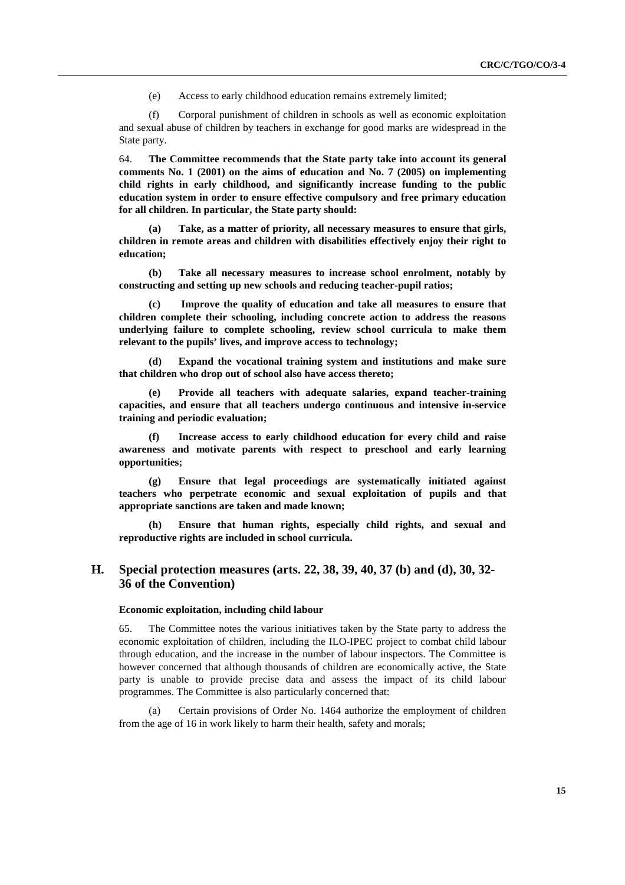(e) Access to early childhood education remains extremely limited;

(f) Corporal punishment of children in schools as well as economic exploitation and sexual abuse of children by teachers in exchange for good marks are widespread in the State party.

64. **The Committee recommends that the State party take into account its general comments No. 1 (2001) on the aims of education and No. 7 (2005) on implementing child rights in early childhood, and significantly increase funding to the public education system in order to ensure effective compulsory and free primary education for all children. In particular, the State party should:**

**(a) Take, as a matter of priority, all necessary measures to ensure that girls, children in remote areas and children with disabilities effectively enjoy their right to education;**

**(b) Take all necessary measures to increase school enrolment, notably by constructing and setting up new schools and reducing teacher-pupil ratios;**

**(c) Improve the quality of education and take all measures to ensure that children complete their schooling, including concrete action to address the reasons underlying failure to complete schooling, review school curricula to make them relevant to the pupils' lives, and improve access to technology;**

**(d) Expand the vocational training system and institutions and make sure that children who drop out of school also have access thereto;**

**(e) Provide all teachers with adequate salaries, expand teacher-training capacities, and ensure that all teachers undergo continuous and intensive in-service training and periodic evaluation;**

**(f) Increase access to early childhood education for every child and raise awareness and motivate parents with respect to preschool and early learning opportunities;**

**(g) Ensure that legal proceedings are systematically initiated against teachers who perpetrate economic and sexual exploitation of pupils and that appropriate sanctions are taken and made known;**

**(h) Ensure that human rights, especially child rights, and sexual and reproductive rights are included in school curricula.**

## H. Special protection measures (arts. 22, 38, 39, 40, 37 (b) and (d), 30, 32-36 of the Convention)

#### Economic exploitation, including child labour

65. The Committee notes the various initiatives taken by the State party to address the economic exploitation of children, including the ILO-IPEC project to combat child labour through education, and the increase in the number of labour inspectors. The Committee is however concerned that although thousands of children are economically active, the State party is unable to provide precise data and assess the impact of its child labour programmes. The Committee is also particularly concerned that:

(a) Certain provisions of Order No. 1464 authorize the employment of children from the age of 16 in work likely to harm their health, safety and morals;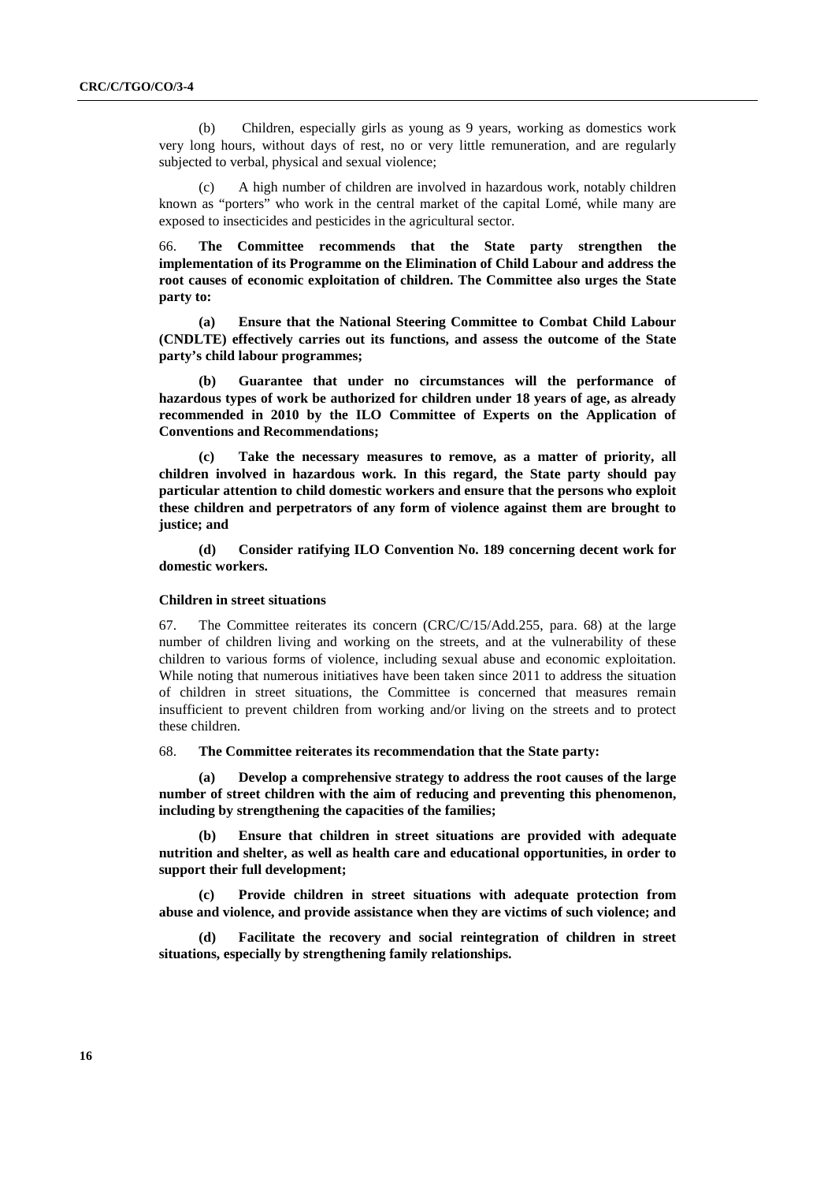(b) Children, especially girls as young as 9 years, working as domestics work very long hours, without days of rest, no or very little remuneration, and are regularly subjected to verbal, physical and sexual violence;

(c) A high number of children are involved in hazardous work, notably children known as "porters" who work in the central market of the capital Lomé, while many are exposed to insecticides and pesticides in the agricultural sector.

66. **The Committee recommends that the State party strengthen the implementation of its Programme on the Elimination of Child Labour and address the root causes of economic exploitation of children. The Committee also urges the State party to:**

**(a) Ensure that the National Steering Committee to Combat Child Labour (CNDLTE) effectively carries out its functions, and assess the outcome of the State party's child labour programmes;**

**(b) Guarantee that under no circumstances will the performance of hazardous types of work be authorized for children under 18 years of age, as already recommended in 2010 by the ILO Committee of Experts on the Application of Conventions and Recommendations;**

**(c) Take the necessary measures to remove, as a matter of priority, all children involved in hazardous work. In this regard, the State party should pay particular attention to child domestic workers and ensure that the persons who exploit these children and perpetrators of any form of violence against them are brought to justice; and**

**(d) Consider ratifying ILO Convention No. 189 concerning decent work for domestic workers.**

### Children in street situations

67. The Committee reiterates its concern (CRC/C/15/Add.255, para. 68) at the large number of children living and working on the streets, and at the vulnerability of these children to various forms of violence, including sexual abuse and economic exploitation. While noting that numerous initiatives have been taken since 2011 to address the situation of children in street situations, the Committee is concerned that measures remain insufficient to prevent children from working and/or living on the streets and to protect these children.

68. **The Committee reiterates its recommendation that the State party:**

**(a) Develop a comprehensive strategy to address the root causes of the large number of street children with the aim of reducing and preventing this phenomenon, including by strengthening the capacities of the families;**

**(b) Ensure that children in street situations are provided with adequate nutrition and shelter, as well as health care and educational opportunities, in order to support their full development;**

**(c) Provide children in street situations with adequate protection from abuse and violence, and provide assistance when they are victims of such violence; and**

**(d) Facilitate the recovery and social reintegration of children in street situations, especially by strengthening family relationships.**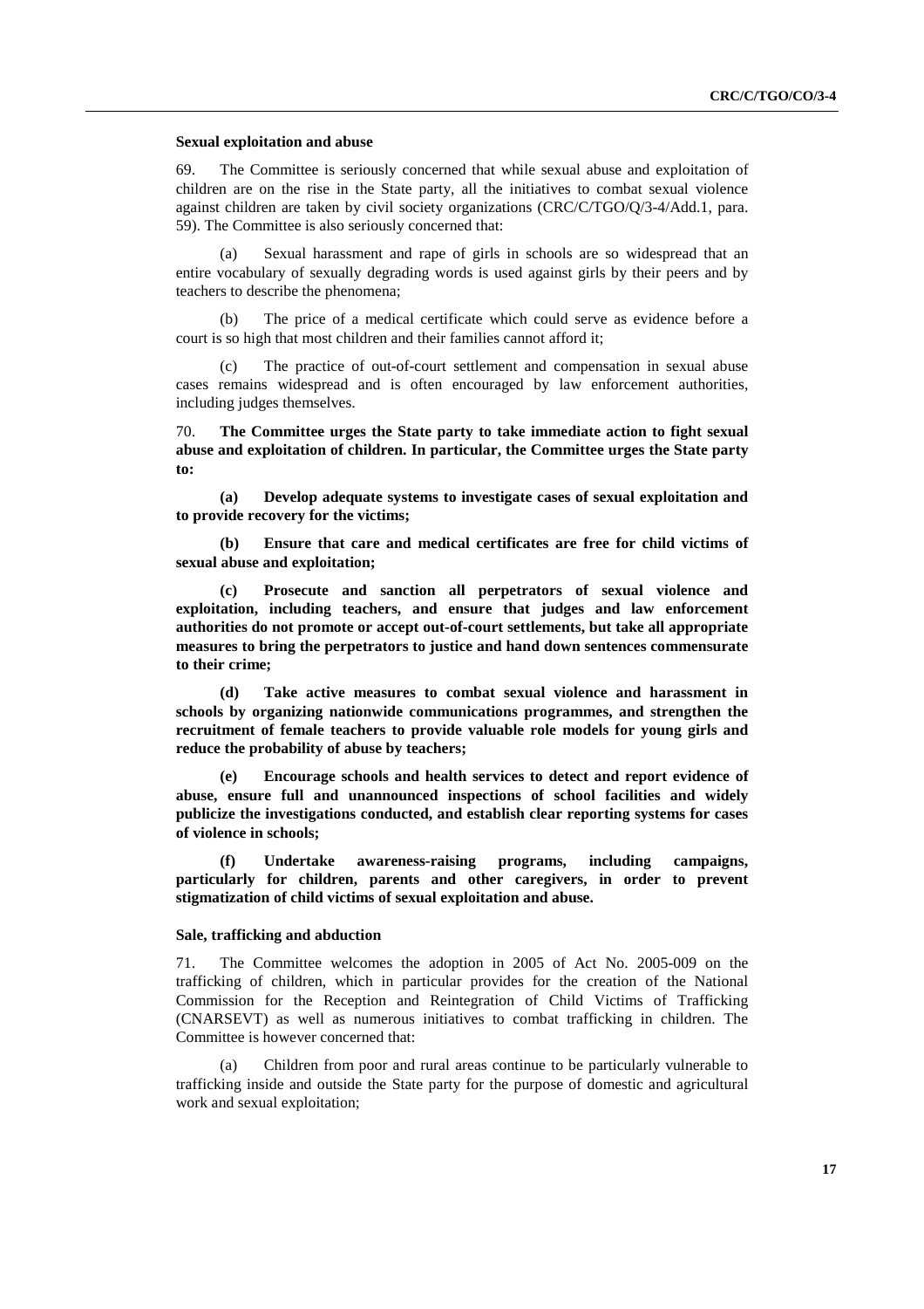**Sexual exploitation and abuse**

69. The Committee is seriously concerned that while sexual abuse and exploitation of children are on the rise in the State party, all the initiatives to combat sexual violence against children are taken by civil society organizations (CRC/C/TGO/Q/3-4/Add.1, para. 59). The Committee is also seriously concerned that:

(a) Sexual harassment and rape of girls in schools are so widespread that an entire vocabulary of sexually degrading words is used against girls by their peers and by teachers to describe the phenomena;

(b) The price of a medical certificate which could serve as evidence before a court is so high that most children and their families cannot afford it;

(c) The practice of out-of-court settlement and compensation in sexual abuse cases remains widespread and is often encouraged by law enforcement authorities, including judges themselves.

70. **The Committee urges the State party to take immediate action to fight sexual abuse and exploitation of children. In particular, the Committee urges the State party to:**

**(a) Develop adequate systems to investigate cases of sexual exploitation and to provide recovery for the victims;**

**(b) Ensure that care and medical certificates are free for child victims of sexual abuse and exploitation;**

**(c) Prosecute and sanction all perpetrators of sexual violence and exploitation, including teachers, and ensure that judges and law enforcement authorities do not promote or accept out-of-court settlements, but take all appropriate measures to bring the perpetrators to justice and hand down sentences commensurate to their crime;**

**(d) Take active measures to combat sexual violence and harassment in schools by organizing nationwide communications programmes, and strengthen the recruitment of female teachers to provide valuable role models for young girls and reduce the probability of abuse by teachers;**

**(e) Encourage schools and health services to detect and report evidence of abuse, ensure full and unannounced inspections of school facilities and widely publicize the investigations conducted, and establish clear reporting systems for cases of violence in schools;**

**(f) Undertake awareness-raising programs, including campaigns, particularly for children, parents and other caregivers, in order to prevent stigmatization of child victims of sexual exploitation and abuse.**

**Sale, trafficking and abduction**

71. The Committee welcomes the adoption in 2005 of Act No. 2005-009 on the trafficking of children, which in particular provides for the creation of the National Commission for the Reception and Reintegration of Child Victims of Trafficking (CNARSEVT) as well as numerous initiatives to combat trafficking in children. The Committee is however concerned that:

(a) Children from poor and rural areas continue to be particularly vulnerable to trafficking inside and outside the State party for the purpose of domestic and agricultural work and sexual exploitation;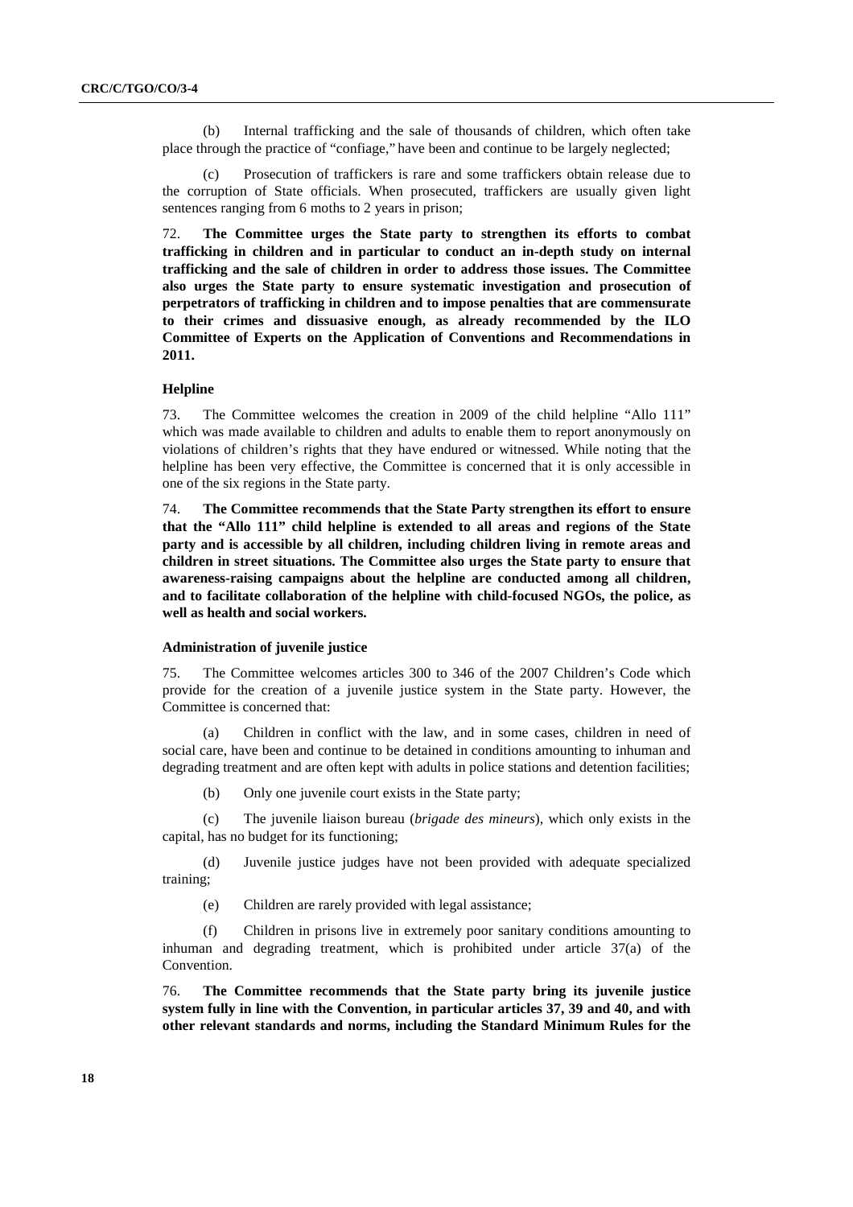(b) Internal trafficking and the sale of thousands of children, which often take place through the practice of "confiage," have been and continue to be largely neglected;

(c) Prosecution of traffickers is rare and some traffickers obtain release due to the corruption of State officials. When prosecuted, traffickers are usually given light sentences ranging from 6 moths to 2 years in prison;

72. **The Committee urges the State party to strengthen its efforts to combat trafficking in children and in particular to conduct an in-depth study on internal trafficking and the sale of children in order to address those issues. The Committee also urges the State party to ensure systematic investigation and prosecution of perpetrators of trafficking in children and to impose penalties that are commensurate to their crimes and dissuasive enough, as already recommended by the ILO Committee of Experts on the Application of Conventions and Recommendations in 2011.**

#### Helpline

73. The Committee welcomes the creation in 2009 of the child helpline "Allo 111" which was made available to children and adults to enable them to report anonymously on violations of children's rights that they have endured or witnessed. While noting that the helpline has been very effective, the Committee is concerned that it is only accessible in one of the six regions in the State party.

74. **The Committee recommends that the State Party strengthen its effort to ensure that the "Allo 111" child helpline is extended to all areas and regions of the State party and is accessible by all children, including children living in remote areas and children in street situations. The Committee also urges the State party to ensure that awareness-raising campaigns about the helpline are conducted among all children, and to facilitate collaboration of the helpline with child-focused NGOs, the police, as well as health and social workers.**

#### Administration of juvenile justice

75. The Committee welcomes articles 300 to 346 of the 2007 Children's Code which provide for the creation of a juvenile justice system in the State party. However, the Committee is concerned that:

(a) Children in conflict with the law, and in some cases, children in need of social care, have been and continue to be detained in conditions amounting to inhuman and degrading treatment and are often kept with adults in police stations and detention facilities;

(b) Only one juvenile court exists in the State party;

(c) The juvenile liaison bureau (*brigade des mineurs*), which only exists in the capital, has no budget for its functioning;

(d) Juvenile justice judges have not been provided with adequate specialized training;

(e) Children are rarely provided with legal assistance;

(f) Children in prisons live in extremely poor sanitary conditions amounting to inhuman and degrading treatment, which is prohibited under article 37(a) of the Convention.

76. **The Committee recommends that the State party bring its juvenile justice system fully in line with the Convention, in particular articles 37, 39 and 40, and with other relevant standards and norms, including the Standard Minimum Rules for the**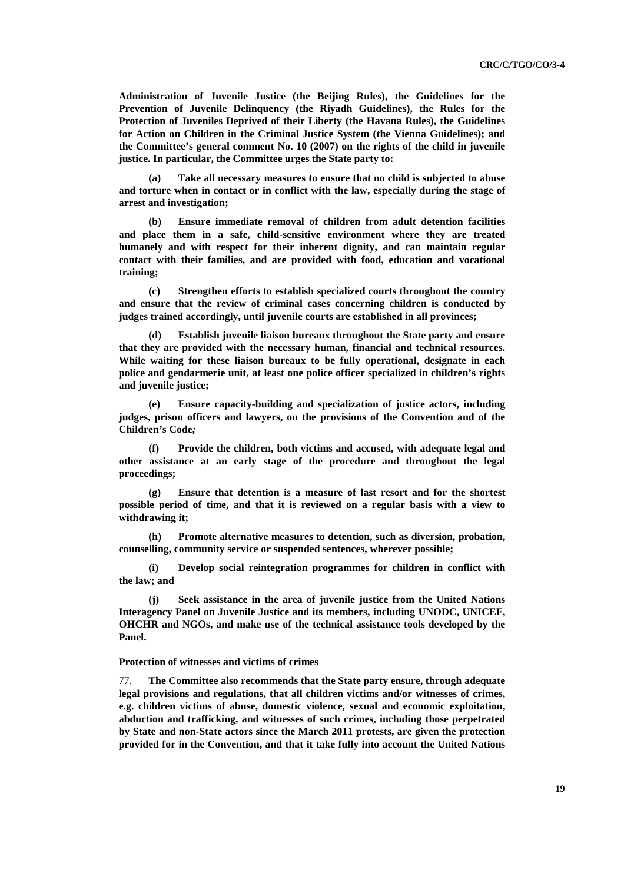**Administration of Juvenile Justice (the Beijing Rules), the Guidelines for the Prevention of Juvenile Delinquency (the Riyadh Guidelines), the Rules for the Protection of Juveniles Deprived of their Liberty (the Havana Rules), the Guidelines for Action on Children in the Criminal Justice System (the Vienna Guidelines); and the Committee's general comment No. 10 (2007) on the rights of the child in juvenile justice. In particular, the Committee urges the State party to:**

**(a) Take all necessary measures to ensure that no child is subjected to abuse and torture when in contact or in conflict with the law, especially during the stage of arrest and investigation;**

**(b) Ensure immediate removal of children from adult detention facilities and place them in a safe, child-sensitive environment where they are treated humanely and with respect for their inherent dignity, and can maintain regular contact with their families, and are provided with food, education and vocational training;**

**(c) Strengthen efforts to establish specialized courts throughout the country and ensure that the review of criminal cases concerning children is conducted by judges trained accordingly, until juvenile courts are established in all provinces;**

**(d) Establish juvenile liaison bureaux throughout the State party and ensure that they are provided with the necessary human, financial and technical resources. While waiting for these liaison bureaux to be fully operational, designate in each police and gendarmerie unit, at least one police officer specialized in children's rights and juvenile justice;**

**(e) Ensure capacity-building and specialization of justice actors, including judges, prison officers and lawyers, on the provisions of the Convention and of the Children's Code;**

**(f) Provide the children, both victims and accused, with adequate legal and other assistance at an early stage of the procedure and throughout the legal proceedings;**

**(g) Ensure that detention is a measure of last resort and for the shortest possible period of time, and that it is reviewed on a regular basis with a view to withdrawing it;**

**(h) Promote alternative measures to detention, such as diversion, probation, counselling, community service or suspended sentences, wherever possible;**

**(i) Develop social reintegration programmes for children in conflict with the law; and**

**(j) Seek assistance in the area of juvenile justice from the United Nations Interagency Panel on Juvenile Justice and its members, including UNODC, UNICEF, OHCHR and NGOs, and make use of the technical assistance tools developed by the Panel.**

**Protection of witnesses and victims of crimes**

77. **The Committee also recommends that the State party ensure, through adequate legal provisions and regulations, that all children victims and/or witnesses of crimes, e.g. children victims of abuse, domestic violence, sexual and economic exploitation, abduction and trafficking, and witnesses of such crimes, including those perpetrated by State and non-State actors since the March 2011 protests, are given the protection provided for in the Convention, and that it take fully into account the United Nations**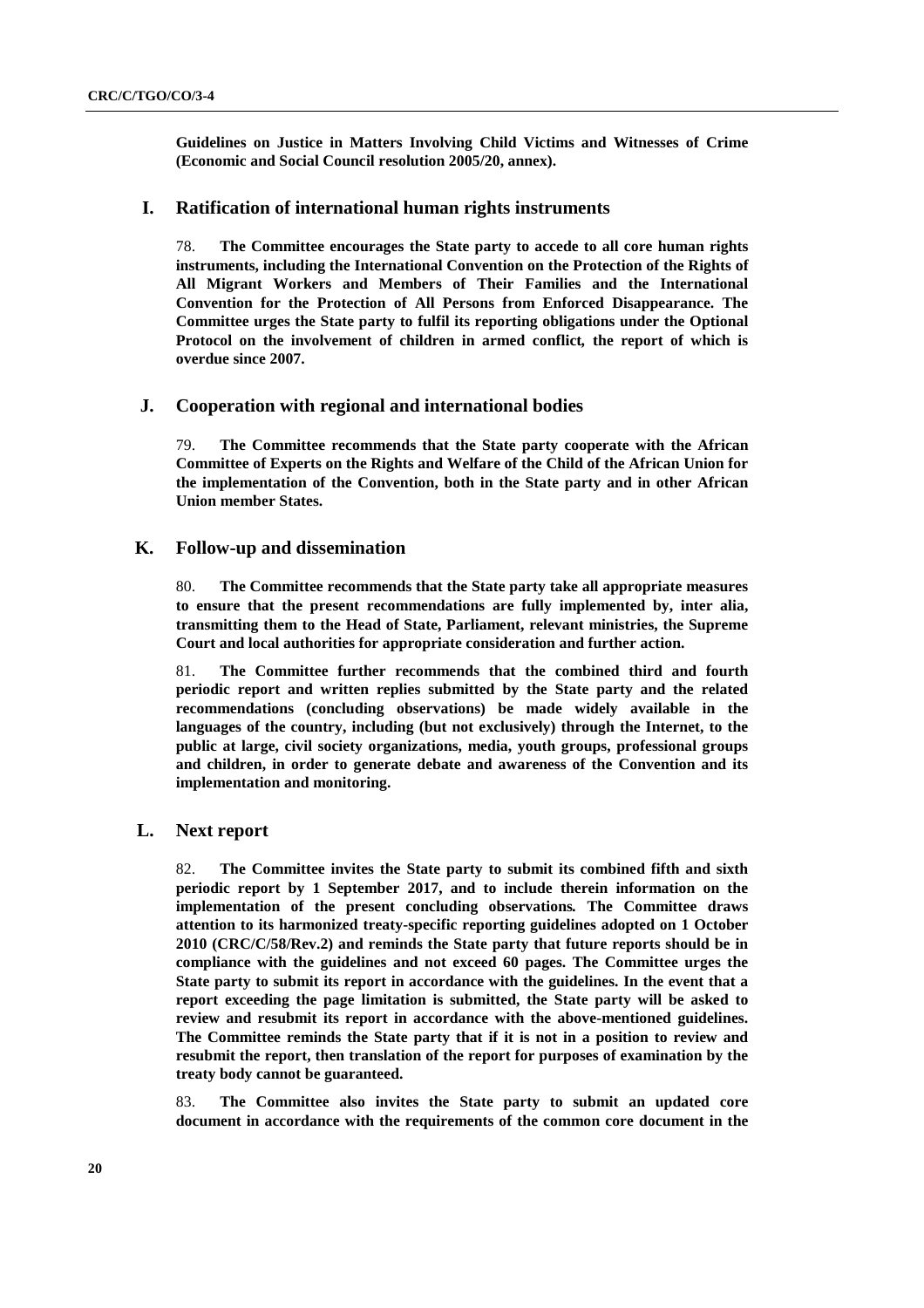**Guidelines on Justice in Matters Involving Child Victims and Witnesses of Crime (Economic and Social Council resolution 2005/20, annex).**

## I. Ratification of international human rights instruments

78. **The Committee encourages the State party to accede to all core human rights instruments, including the International Convention on the Protection of the Rights of All Migrant Workers and Members of Their Families and the International Convention for the Protection of All Persons from Enforced Disappearance. The Committee urges the State party to fulfil its reporting obligations under the Optional Protocol on the involvement of children in armed conflict, the report of which is overdue since 2007.**

## J. Cooperation with regional and international bodies

79. **The Committee recommends that the State party cooperate with the African Committee of Experts on the Rights and Welfare of the Child of the African Union for the implementation of the Convention, both in the State party and in other African Union member States.**

## K. Follow-up and dissemination

80. **The Committee recommends that the State party take all appropriate measures to ensure that the present recommendations are fully implemented by, inter alia, transmitting them to the Head of State, Parliament, relevant ministries, the Supreme Court and local authorities for appropriate consideration and further action.**

81. **The Committee further recommends that the combined third and fourth periodic report and written replies submitted by the State party and the related recommendations (concluding observations) be made widely available in the languages of the country, including (but not exclusively) through the Internet, to the public at large, civil society organizations, media, youth groups, professional groups and children, in order to generate debate and awareness of the Convention and its implementation and monitoring.**

## L. Next report

82. **The Committee invites the State party to submit its combined fifth and sixth periodic report by 1 September 2017, and to include therein information on the implementation of the present concluding observations. The Committee draws attention to its harmonized treaty-specific reporting guidelines adopted on 1 October 2010 (CRC/C/58/Rev.2) and reminds the State party that future reports should be in compliance with the guidelines and not exceed 60 pages. The Committee urges the State party to submit its report in accordance with the guidelines. In the event that a report exceeding the page limitation is submitted, the State party will be asked to review and resubmit its report in accordance with the above-mentioned guidelines. The Committee reminds the State party that if it is not in a position to review and resubmit the report, then translation of the report for purposes of examination by the treaty body cannot be guaranteed.**

83. **The Committee also invites the State party to submit an updated core document in accordance with the requirements of the common core document in the**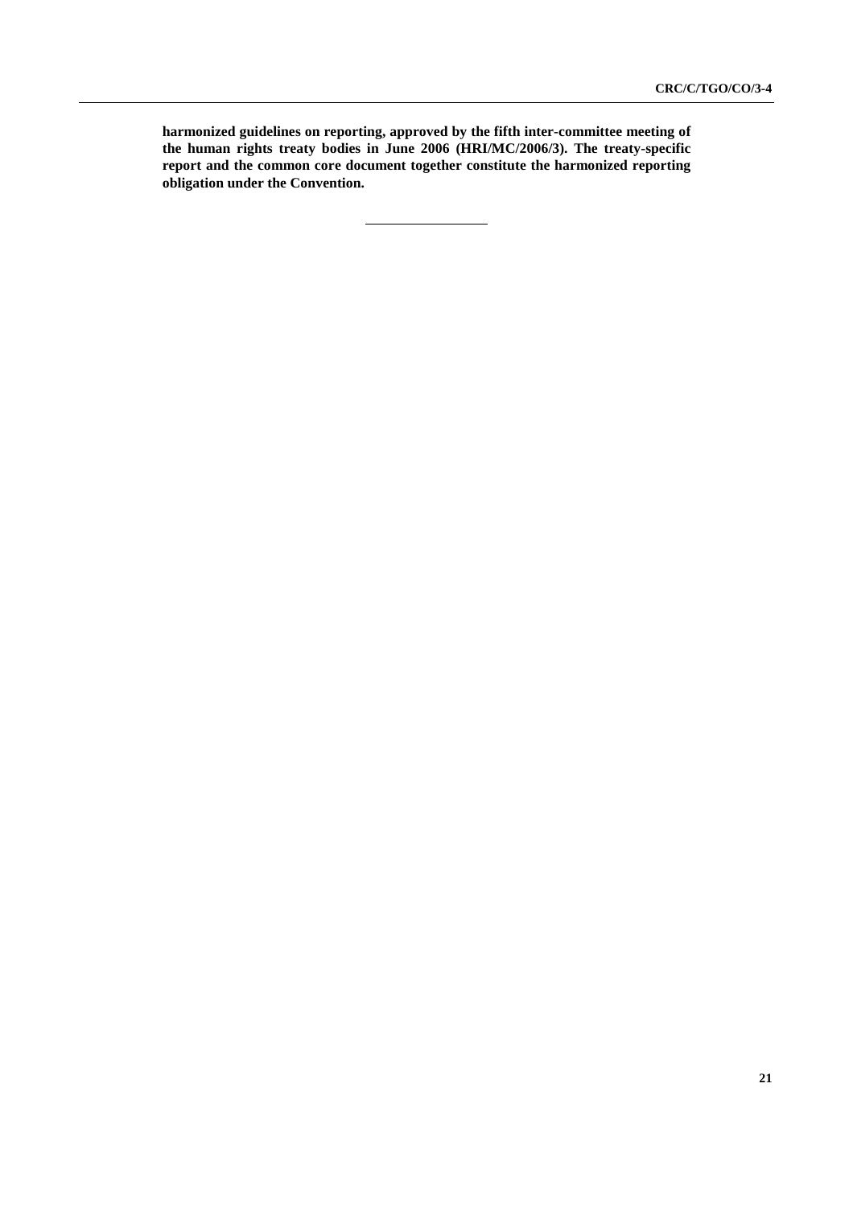**harmonized guidelines on reporting, approved by the fifth inter-committee meeting of the human rights treaty bodies in June 2006 (HRI/MC/2006/3). The treaty-specific report and the common core document together constitute the harmonized reporting obligation under the Convention.**